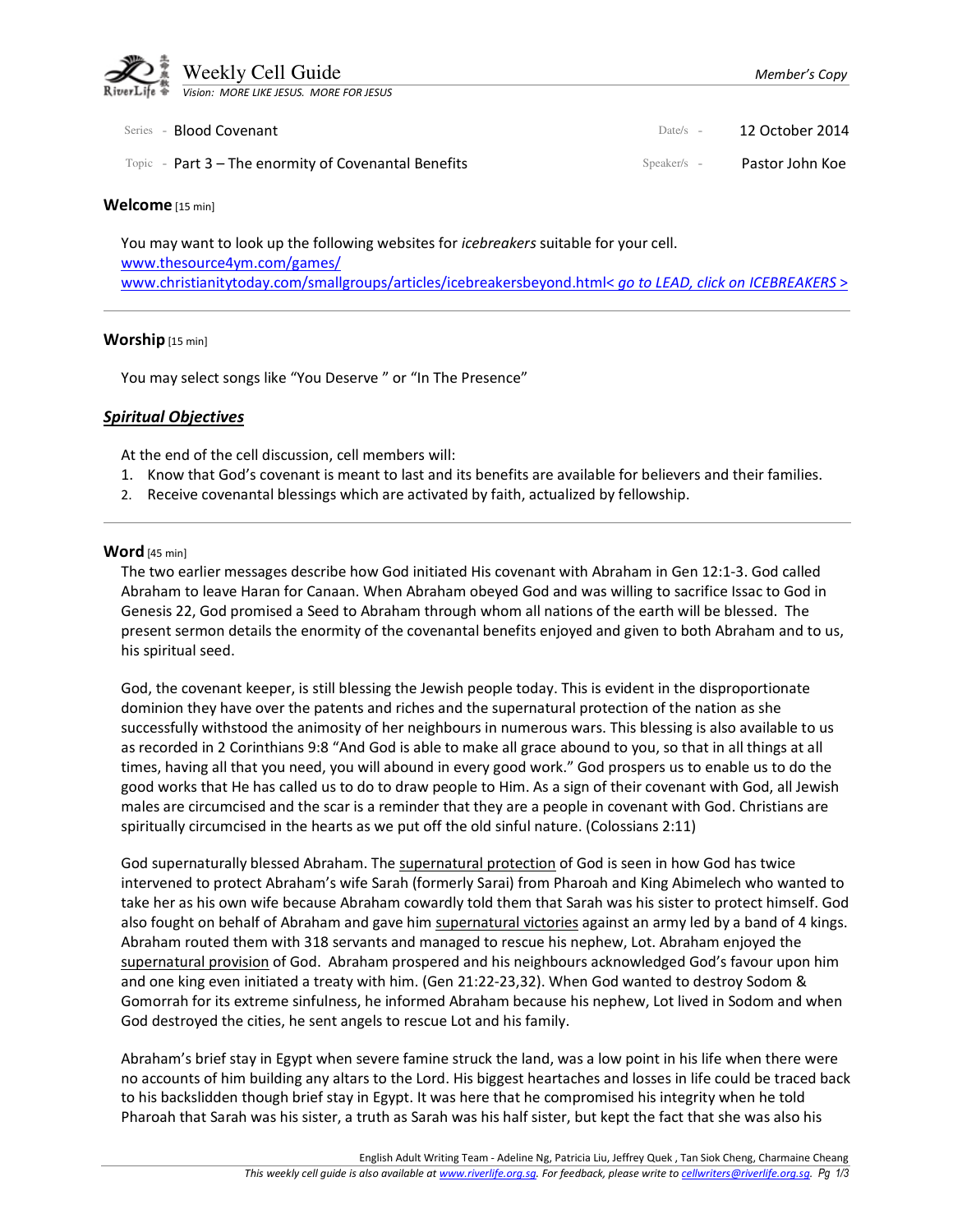# Weekly Cell Guide

*Member's Copy*

*Vision: MORE LIKE JESUS. MORE FOR JESUS*

Series - Blood Covenant | Date/s - 12 October 2014

Topic - Part 3 – The enormity of Covenantal Benefits | Speaker/s - Pastor John Koe

## Welcome [15 min]

You may want to look up the following websites for *icebreakers* suitable for your cell.
www.thesource4ym.com/games/
www.christianitytoday.com/smallgroups/articles/icebreakersbeyond.html< *go to LEAD, click on ICEBREAKERS* >

## Worship [15 min]

You may select songs like "You Deserve " or "In The Presence"

## ***Spiritual Objectives***

At the end of the cell discussion, cell members will:

1. Know that God's covenant is meant to last and its benefits are available for believers and their families.
2. Receive covenantal blessings which are activated by faith, actualized by fellowship.

## Word [45 min]

The two earlier messages describe how God initiated His covenant with Abraham in Gen 12:1-3. God called Abraham to leave Haran for Canaan. When Abraham obeyed God and was willing to sacrifice Issac to God in Genesis 22, God promised a Seed to Abraham through whom all nations of the earth will be blessed. The present sermon details the enormity of the covenantal benefits enjoyed and given to both Abraham and to us, his spiritual seed.

God, the covenant keeper, is still blessing the Jewish people today. This is evident in the disproportionate dominion they have over the patents and riches and the supernatural protection of the nation as she successfully withstood the animosity of her neighbours in numerous wars. This blessing is also available to us as recorded in 2 Corinthians 9:8 "And God is able to make all grace abound to you, so that in all things at all times, having all that you need, you will abound in every good work." God prospers us to enable us to do the good works that He has called us to do to draw people to Him. As a sign of their covenant with God, all Jewish males are circumcised and the scar is a reminder that they are a people in covenant with God. Christians are spiritually circumcised in the hearts as we put off the old sinful nature. (Colossians 2:11)

God supernaturally blessed Abraham. The <u>supernatural protection</u> of God is seen in how God has twice intervened to protect Abraham's wife Sarah (formerly Sarai) from Pharoah and King Abimelech who wanted to take her as his own wife because Abraham cowardly told them that Sarah was his sister to protect himself. God also fought on behalf of Abraham and gave him <u>supernatural victories</u> against an army led by a band of 4 kings. Abraham routed them with 318 servants and managed to rescue his nephew, Lot. Abraham enjoyed the <u>supernatural provision</u> of God. Abraham prospered and his neighbours acknowledged God's favour upon him and one king even initiated a treaty with him. (Gen 21:22-23,32). When God wanted to destroy Sodom & Gomorrah for its extreme sinfulness, he informed Abraham because his nephew, Lot lived in Sodom and when God destroyed the cities, he sent angels to rescue Lot and his family.

Abraham's brief stay in Egypt when severe famine struck the land, was a low point in his life when there were no accounts of him building any altars to the Lord. His biggest heartaches and losses in life could be traced back to his backslidden though brief stay in Egypt. It was here that he compromised his integrity when he told Pharoah that Sarah was his sister, a truth as Sarah was his half sister, but kept the fact that she was also his

English Adult Writing Team - Adeline Ng, Patricia Liu, Jeffrey Quek , Tan Siok Cheng, Charmaine Cheang
*This weekly cell guide is also available at www.riverlife.org.sg. For feedback, please write to cellwriters@riverlife.org.sg.*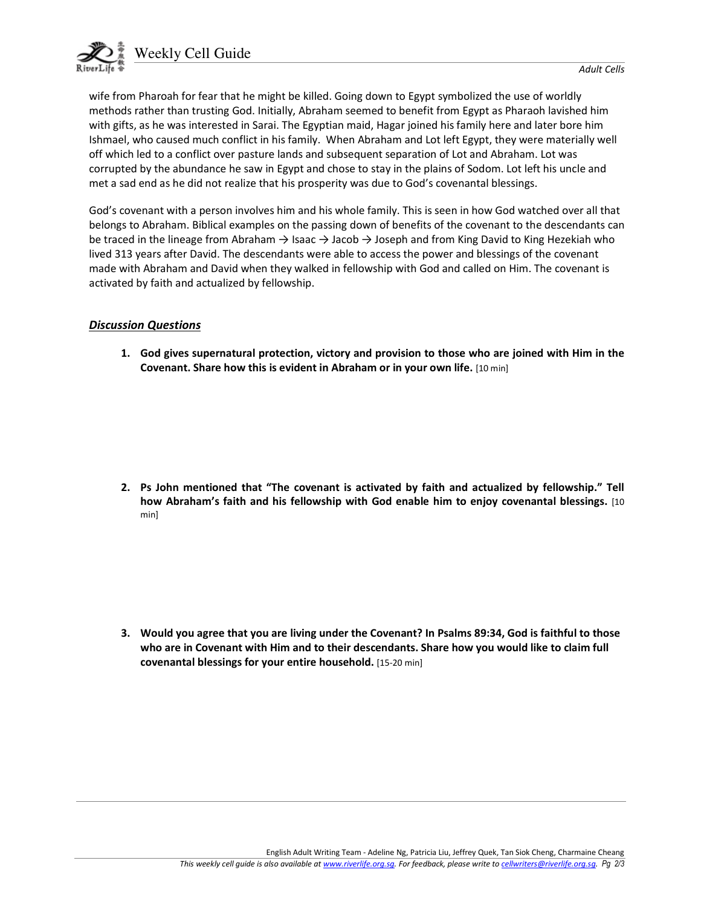wife from Pharoah for fear that he might be killed. Going down to Egypt symbolized the use of worldly methods rather than trusting God. Initially, Abraham seemed to benefit from Egypt as Pharaoh lavished him with gifts, as he was interested in Sarai. The Egyptian maid, Hagar joined his family here and later bore him Ishmael, who caused much conflict in his family. When Abraham and Lot left Egypt, they were materially well off which led to a conflict over pasture lands and subsequent separation of Lot and Abraham. Lot was corrupted by the abundance he saw in Egypt and chose to stay in the plains of Sodom. Lot left his uncle and met a sad end as he did not realize that his prosperity was due to God's covenantal blessings.

God's covenant with a person involves him and his whole family. This is seen in how God watched over all that belongs to Abraham. Biblical examples on the passing down of benefits of the covenant to the descendants can be traced in the lineage from Abraham → Isaac → Jacob → Joseph and from King David to King Hezekiah who lived 313 years after David. The descendants were able to access the power and blessings of the covenant made with Abraham and David when they walked in fellowship with God and called on Him. The covenant is activated by faith and actualized by fellowship.

## ***Discussion Questions***

1. **God gives supernatural protection, victory and provision to those who are joined with Him in the Covenant. Share how this is evident in Abraham or in your own life.** [10 min]

2. **Ps John mentioned that "The covenant is activated by faith and actualized by fellowship." Tell how Abraham's faith and his fellowship with God enable him to enjoy covenantal blessings.** [10 min]

3. **Would you agree that you are living under the Covenant? In Psalms 89:34, God is faithful to those who are in Covenant with Him and to their descendants. Share how you would like to claim full covenantal blessings for your entire household.** [15-20 min]

English Adult Writing Team - Adeline Ng, Patricia Liu, Jeffrey Quek, Tan Siok Cheng, Charmaine Cheang

*This weekly cell guide is also available at www.riverlife.org.sg. For feedback, please write to cellwriters@riverlife.org.sg.*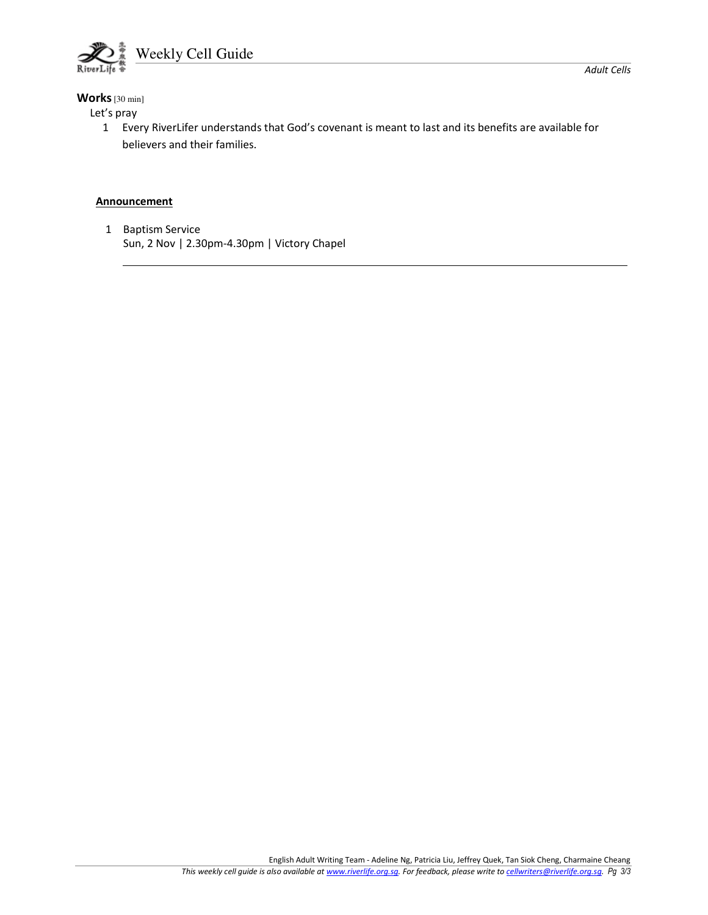**Works** [30 min]

Let's pray

1. Every RiverLifer understands that God's covenant is meant to last and its benefits are available for believers and their families.

**Announcement**

1. Baptism Service
   Sun, 2 Nov | 2.30pm-4.30pm | Victory Chapel

English Adult Writing Team - Adeline Ng, Patricia Liu, Jeffrey Quek, Tan Siok Cheng, Charmaine Cheang

*This weekly cell guide is also available at www.riverlife.org.sg. For feedback, please write to cellwriters@riverlife.org.sg.*